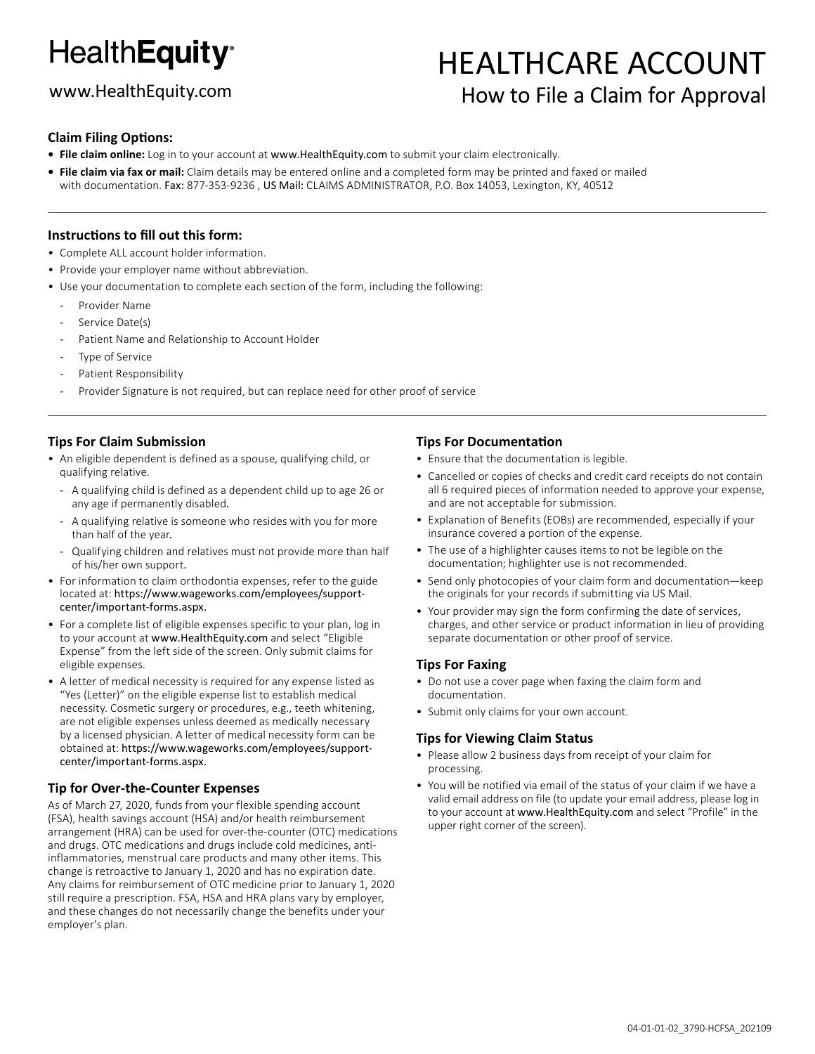HealthEquity®

www.HealthEquity.com

# HEALTHCARE ACCOUNT

## How to File a Claim for Approval

### Claim Filing Options:

- **File claim online:** Log in to your account at www.HealthEquity.com to submit your claim electronically.
- **File claim via fax or mail:** Claim details may be entered online and a completed form may be printed and faxed or mailed with documentation. Fax: 877-353-9236 , US Mail: CLAIMS ADMINISTRATOR, P.O. Box 14053, Lexington, KY, 40512

---

### Instructions to fill out this form:

- Complete ALL account holder information.
- Provide your employer name without abbreviation.
- Use your documentation to complete each section of the form, including the following:
  - Provider Name
  - Service Date(s)
  - Patient Name and Relationship to Account Holder
  - Type of Service
  - Patient Responsibility
  - Provider Signature is not required, but can replace need for other proof of service

---

### Tips For Claim Submission

- An eligible dependent is defined as a spouse, qualifying child, or qualifying relative.
  - A qualifying child is defined as a dependent child up to age 26 or any age if permanently disabled.
  - A qualifying relative is someone who resides with you for more than half of the year.
  - Qualifying children and relatives must not provide more than half of his/her own support.
- For information to claim orthodontia expenses, refer to the guide located at: https://www.wageworks.com/employees/support-center/important-forms.aspx.
- For a complete list of eligible expenses specific to your plan, log in to your account at www.HealthEquity.com and select "Eligible Expense" from the left side of the screen. Only submit claims for eligible expenses.
- A letter of medical necessity is required for any expense listed as "Yes (Letter)" on the eligible expense list to establish medical necessity. Cosmetic surgery or procedures, e.g., teeth whitening, are not eligible expenses unless deemed as medically necessary by a licensed physician. A letter of medical necessity form can be obtained at: https://www.wageworks.com/employees/support-center/important-forms.aspx.

### Tip for Over-the-Counter Expenses

As of March 27, 2020, funds from your flexible spending account (FSA), health savings account (HSA) and/or health reimbursement arrangement (HRA) can be used for over-the-counter (OTC) medications and drugs. OTC medications and drugs include cold medicines, anti-inflammatories, menstrual care products and many other items. This change is retroactive to January 1, 2020 and has no expiration date. Any claims for reimbursement of OTC medicine prior to January 1, 2020 still require a prescription. FSA, HSA and HRA plans vary by employer, and these changes do not necessarily change the benefits under your employer's plan.

### Tips For Documentation

- Ensure that the documentation is legible.
- Cancelled or copies of checks and credit card receipts do not contain all 6 required pieces of information needed to approve your expense, and are not acceptable for submission.
- Explanation of Benefits (EOBs) are recommended, especially if your insurance covered a portion of the expense.
- The use of a highlighter causes items to not be legible on the documentation; highlighter use is not recommended.
- Send only photocopies of your claim form and documentation—keep the originals for your records if submitting via US Mail.
- Your provider may sign the form confirming the date of services, charges, and other service or product information in lieu of providing separate documentation or other proof of service.

### Tips For Faxing

- Do not use a cover page when faxing the claim form and documentation.
- Submit only claims for your own account.

### Tips for Viewing Claim Status

- Please allow 2 business days from receipt of your claim for processing.
- You will be notified via email of the status of your claim if we have a valid email address on file (to update your email address, please log in to your account at www.HealthEquity.com and select "Profile" in the upper right corner of the screen).

04-01-01-02_3790-HCFSA_202109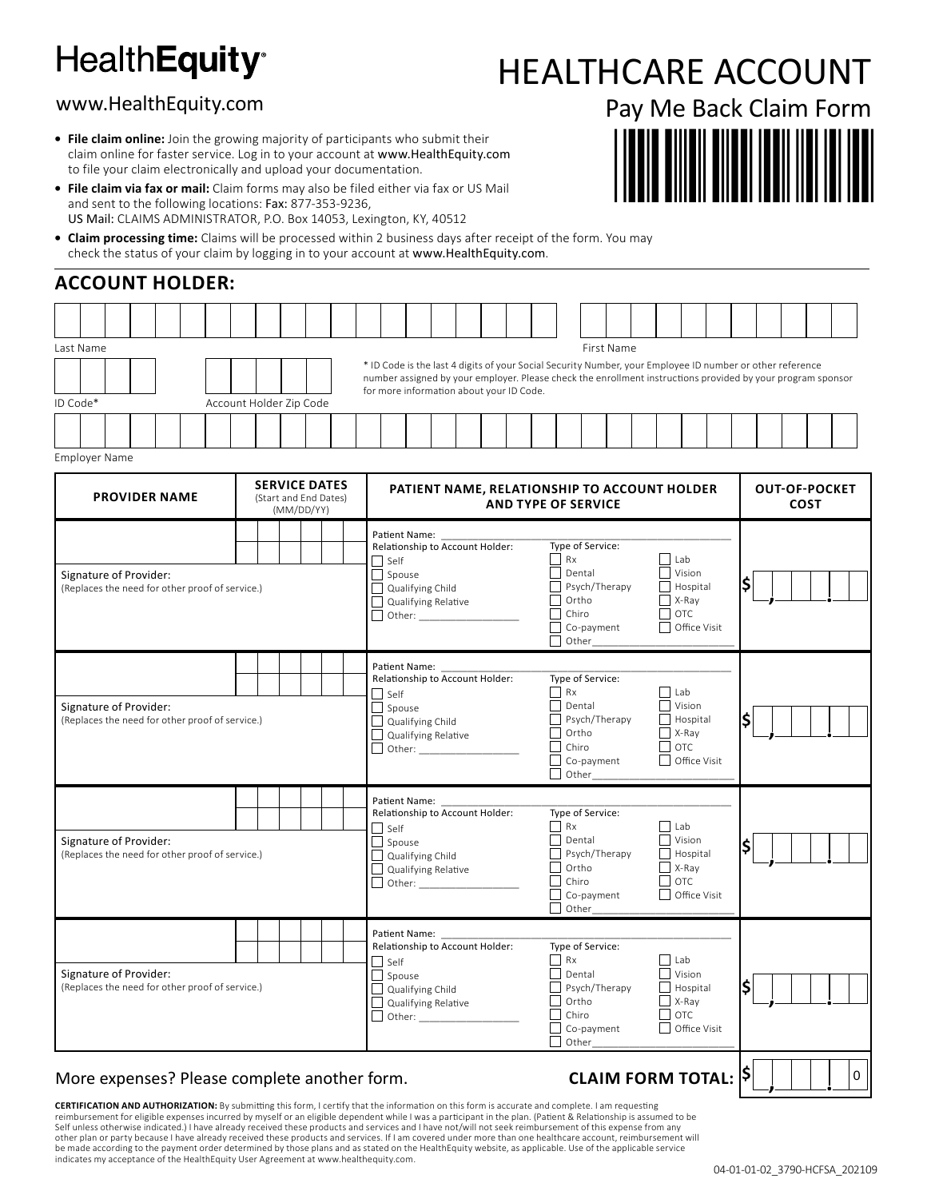# HealthEquity

www.HealthEquity.com

# HEALTHCARE ACCOUNT

## Pay Me Back Claim Form

- **File claim online:** Join the growing majority of participants who submit their claim online for faster service. Log in to your account at www.HealthEquity.com to file your claim electronically and upload your documentation.
- **File claim via fax or mail:** Claim forms may also be filed either via fax or US Mail and sent to the following locations: Fax: 877-353-9236, US Mail: CLAIMS ADMINISTRATOR, P.O. Box 14053, Lexington, KY, 40512
- **Claim processing time:** Claims will be processed within 2 business days after receipt of the form. You may check the status of your claim by logging in to your account at www.HealthEquity.com.

## ACCOUNT HOLDER:

Last Name

First Name

ID Code*

Account Holder Zip Code

* ID Code is the last 4 digits of your Social Security Number, your Employee ID number or other reference number assigned by your employer. Please check the enrollment instructions provided by your program sponsor for more information about your ID Code.

Employer Name

| PROVIDER NAME | SERVICE DATES (Start and End Dates) (MM/DD/YY) | PATIENT NAME, RELATIONSHIP TO ACCOUNT HOLDER AND TYPE OF SERVICE | OUT-OF-POCKET COST |
|---|---|---|---|
| Signature of Provider: (Replaces the need for other proof of service.) | | Patient Name: ______ Relationship to Account Holder: ☐ Self ☐ Spouse ☐ Qualifying Child ☐ Qualifying Relative ☐ Other: ______ Type of Service: ☐ Rx ☐ Dental ☐ Psych/Therapy ☐ Ortho ☐ Chiro ☐ Co-payment ☐ Other______ ☐ Lab ☐ Vision ☐ Hospital ☐ X-Ray ☐ OTC ☐ Office Visit | $ ___,___.___ |
| Signature of Provider: (Replaces the need for other proof of service.) | | Patient Name: ______ Relationship to Account Holder: ☐ Self ☐ Spouse ☐ Qualifying Child ☐ Qualifying Relative ☐ Other: ______ Type of Service: ☐ Rx ☐ Dental ☐ Psych/Therapy ☐ Ortho ☐ Chiro ☐ Co-payment ☐ Other______ ☐ Lab ☐ Vision ☐ Hospital ☐ X-Ray ☐ OTC ☐ Office Visit | $ ___,___.___ |
| Signature of Provider: (Replaces the need for other proof of service.) | | Patient Name: ______ Relationship to Account Holder: ☐ Self ☐ Spouse ☐ Qualifying Child ☐ Qualifying Relative ☐ Other: ______ Type of Service: ☐ Rx ☐ Dental ☐ Psych/Therapy ☐ Ortho ☐ Chiro ☐ Co-payment ☐ Other______ ☐ Lab ☐ Vision ☐ Hospital ☐ X-Ray ☐ OTC ☐ Office Visit | $ ___,___.___ |
| Signature of Provider: (Replaces the need for other proof of service.) | | Patient Name: ______ Relationship to Account Holder: ☐ Self ☐ Spouse ☐ Qualifying Child ☐ Qualifying Relative ☐ Other: ______ Type of Service: ☐ Rx ☐ Dental ☐ Psych/Therapy ☐ Ortho ☐ Chiro ☐ Co-payment ☐ Other______ ☐ Lab ☐ Vision ☐ Hospital ☐ X-Ray ☐ OTC ☐ Office Visit | $ ___,___.___ |

More expenses? Please complete another form.

**CLAIM FORM TOTAL:** $ ___,___.__0

**CERTIFICATION AND AUTHORIZATION:** By submitting this form, I certify that the information on this form is accurate and complete. I am requesting reimbursement for eligible expenses incurred by myself or an eligible dependent while I was a participant in the plan. (Patient & Relationship is assumed to be Self unless otherwise indicated.) I have already received these products and services and I have not/will not seek reimbursement of this expense from any other plan or party because I have already received these products and services. If I am covered under more than one healthcare account, reimbursement will be made according to the payment order determined by those plans and as stated on the HealthEquity website, as applicable. Use of the applicable service indicates my acceptance of the HealthEquity User Agreement at www.healthequity.com.

04-01-01-02_3790-HCFSA_202109